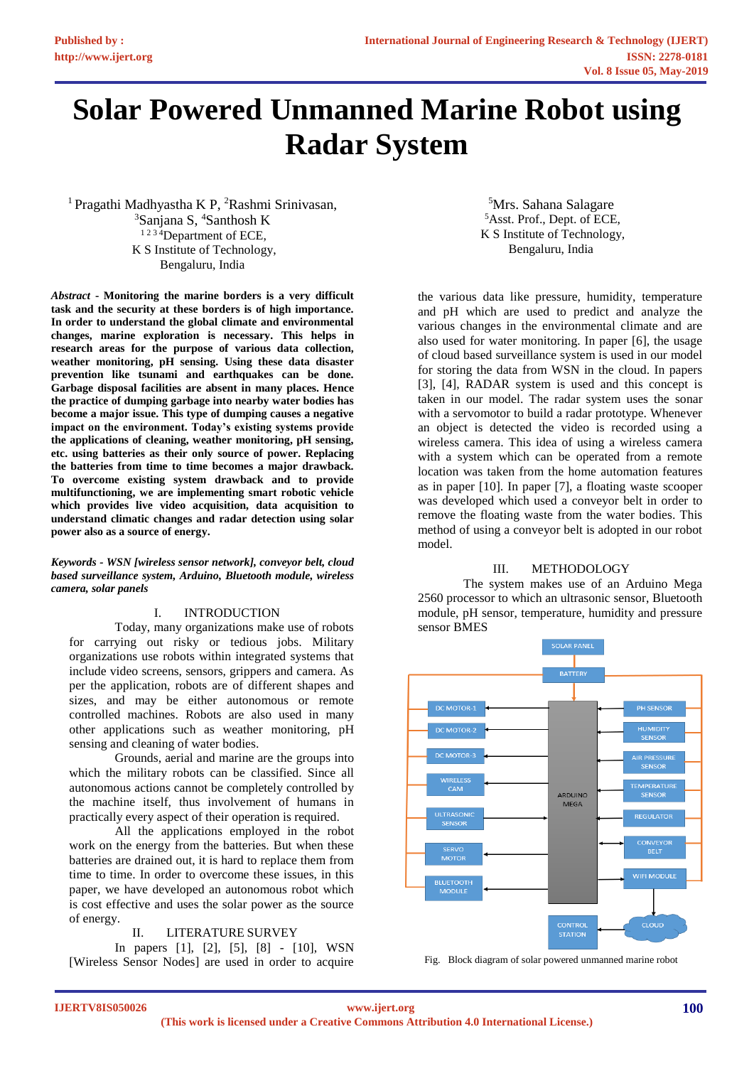# Solar Powered Unmanned Marine Robot using Radar System

[1] Pragathi Madhyastha K P, [2]Rashmi Srinivasan, [3]Sanjana S, [4]Santhosh K
[1 2 3 4]Department of ECE,
K S Institute of Technology,
Bengaluru, India

[5]Mrs. Sahana Salagare
[5]Asst. Prof., Dept. of ECE,
K S Institute of Technology,
Bengaluru, India

***Abstract* - Monitoring the marine borders is a very difficult task and the security at these borders is of high importance. In order to understand the global climate and environmental changes, marine exploration is necessary. This helps in research areas for the purpose of various data collection, weather monitoring, pH sensing. Using these data disaster prevention like tsunami and earthquakes can be done. Garbage disposal facilities are absent in many places. Hence the practice of dumping garbage into nearby water bodies has become a major issue. This type of dumping causes a negative impact on the environment. Today's existing systems provide the applications of cleaning, weather monitoring, pH sensing, etc. using batteries as their only source of power. Replacing the batteries from time to time becomes a major drawback. To overcome existing system drawback and to provide multifunctioning, we are implementing smart robotic vehicle which provides live video acquisition, data acquisition to understand climatic changes and radar detection using solar power also as a source of energy.**

***Keywords - WSN [wireless sensor network], conveyor belt, cloud based surveillance system, Arduino, Bluetooth module, wireless camera, solar panels***

## I. INTRODUCTION

Today, many organizations make use of robots for carrying out risky or tedious jobs. Military organizations use robots within integrated systems that include video screens, sensors, grippers and camera. As per the application, robots are of different shapes and sizes, and may be either autonomous or remote controlled machines. Robots are also used in many other applications such as weather monitoring, pH sensing and cleaning of water bodies.

Grounds, aerial and marine are the groups into which the military robots can be classified. Since all autonomous actions cannot be completely controlled by the machine itself, thus involvement of humans in practically every aspect of their operation is required.

All the applications employed in the robot work on the energy from the batteries. But when these batteries are drained out, it is hard to replace them from time to time. In order to overcome these issues, in this paper, we have developed an autonomous robot which is cost effective and uses the solar power as the source of energy.

## II. LITERATURE SURVEY

In papers [1], [2], [5], [8] - [10], WSN [Wireless Sensor Nodes] are used in order to acquire the various data like pressure, humidity, temperature and pH which are used to predict and analyze the various changes in the environmental climate and are also used for water monitoring. In paper [6], the usage of cloud based surveillance system is used in our model for storing the data from WSN in the cloud. In papers [3], [4], RADAR system is used and this concept is taken in our model. The radar system uses the sonar with a servomotor to build a radar prototype. Whenever an object is detected the video is recorded using a wireless camera. This idea of using a wireless camera with a system which can be operated from a remote location was taken from the home automation features as in paper [10]. In paper [7], a floating waste scooper was developed which used a conveyor belt in order to remove the floating waste from the water bodies. This method of using a conveyor belt is adopted in our robot model.

## III. METHODOLOGY

The system makes use of an Arduino Mega 2560 processor to which an ultrasonic sensor, Bluetooth module, pH sensor, temperature, humidity and pressure sensor BMES

Fig. Block diagram of solar powered unmanned marine robot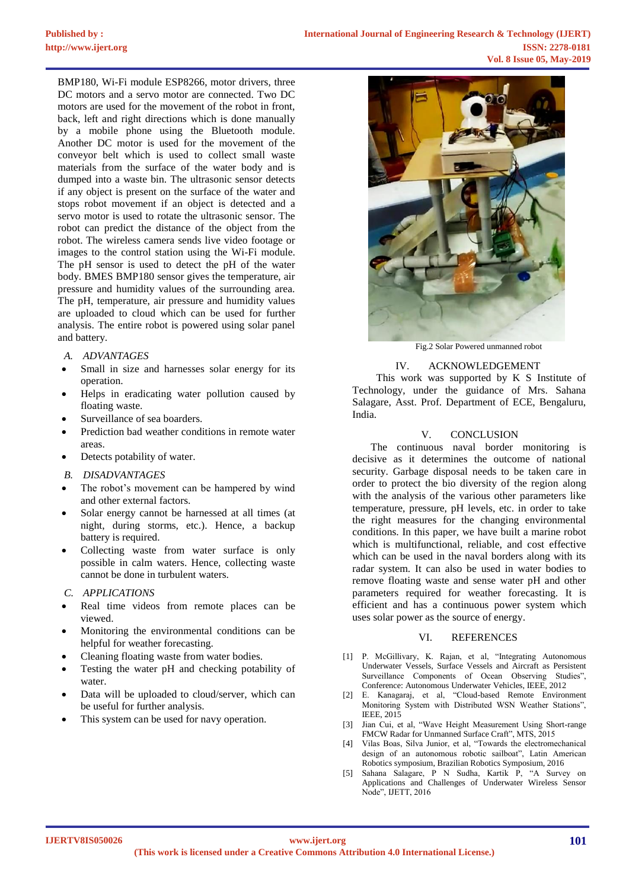BMP180, Wi-Fi module ESP8266, motor drivers, three DC motors and a servo motor are connected. Two DC motors are used for the movement of the robot in front, back, left and right directions which is done manually by a mobile phone using the Bluetooth module. Another DC motor is used for the movement of the conveyor belt which is used to collect small waste materials from the surface of the water body and is dumped into a waste bin. The ultrasonic sensor detects if any object is present on the surface of the water and stops robot movement if an object is detected and a servo motor is used to rotate the ultrasonic sensor. The robot can predict the distance of the object from the robot. The wireless camera sends live video footage or images to the control station using the Wi-Fi module. The pH sensor is used to detect the pH of the water body. BMES BMP180 sensor gives the temperature, air pressure and humidity values of the surrounding area. The pH, temperature, air pressure and humidity values are uploaded to cloud which can be used for further analysis. The entire robot is powered using solar panel and battery.

### *A. ADVANTAGES*

- Small in size and harnesses solar energy for its operation.
- Helps in eradicating water pollution caused by floating waste.
- Surveillance of sea boarders.
- Prediction bad weather conditions in remote water areas.
- Detects potability of water.

### *B. DISADVANTAGES*

- The robot's movement can be hampered by wind and other external factors.
- Solar energy cannot be harnessed at all times (at night, during storms, etc.). Hence, a backup battery is required.
- Collecting waste from water surface is only possible in calm waters. Hence, collecting waste cannot be done in turbulent waters.

### *C. APPLICATIONS*

- Real time videos from remote places can be viewed.
- Monitoring the environmental conditions can be helpful for weather forecasting.
- Cleaning floating waste from water bodies.
- Testing the water pH and checking potability of water.
- Data will be uploaded to cloud/server, which can be useful for further analysis.
- This system can be used for navy operation.

Fig.2 Solar Powered unmanned robot

## IV. ACKNOWLEDGEMENT

This work was supported by K S Institute of Technology, under the guidance of Mrs. Sahana Salagare, Asst. Prof. Department of ECE, Bengaluru, India.

## V. CONCLUSION

The continuous naval border monitoring is decisive as it determines the outcome of national security. Garbage disposal needs to be taken care in order to protect the bio diversity of the region along with the analysis of the various other parameters like temperature, pressure, pH levels, etc. in order to take the right measures for the changing environmental conditions. In this paper, we have built a marine robot which is multifunctional, reliable, and cost effective which can be used in the naval borders along with its radar system. It can also be used in water bodies to remove floating waste and sense water pH and other parameters required for weather forecasting. It is efficient and has a continuous power system which uses solar power as the source of energy.

## VI. REFERENCES

[1] P. McGillivary, K. Rajan, et al, "Integrating Autonomous Underwater Vessels, Surface Vessels and Aircraft as Persistent Surveillance Components of Ocean Observing Studies", Conference: Autonomous Underwater Vehicles, IEEE, 2012

[2] E. Kanagaraj, et al, "Cloud-based Remote Environment Monitoring System with Distributed WSN Weather Stations", IEEE, 2015

[3] Jian Cui, et al, "Wave Height Measurement Using Short-range FMCW Radar for Unmanned Surface Craft", MTS, 2015

[4] Vilas Boas, Silva Junior, et al, "Towards the electromechanical design of an autonomous robotic sailboat", Latin American Robotics symposium, Brazilian Robotics Symposium, 2016

[5] Sahana Salagare, P N Sudha, Kartik P, "A Survey on Applications and Challenges of Underwater Wireless Sensor Node", IJETT, 2016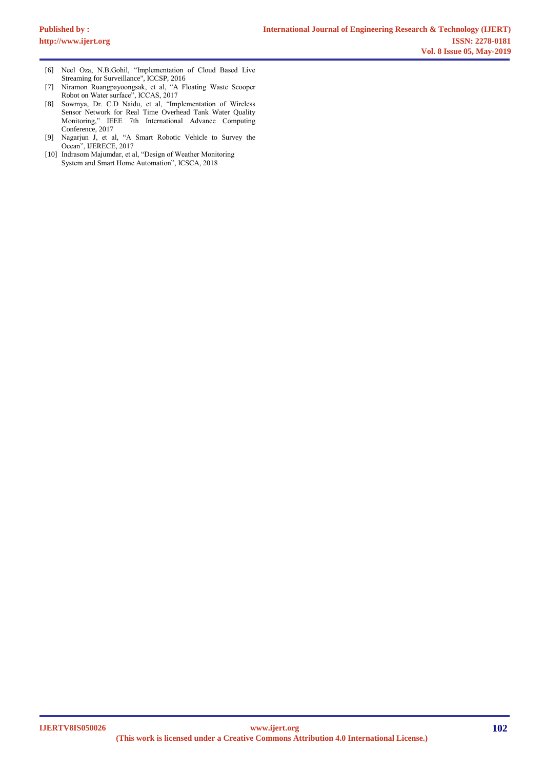- [6] Neel Oza, N.B.Gohil, "Implementation of Cloud Based Live Streaming for Surveillance", ICCSP, 2016
- [7] Niramon Ruangpayoongsak, et al, "A Floating Waste Scooper Robot on Water surface", ICCAS, 2017
- [8] Sowmya, Dr. C.D Naidu, et al, "Implementation of Wireless Sensor Network for Real Time Overhead Tank Water Quality Monitoring," IEEE 7th International Advance Computing Conference, 2017
- [9] Nagarjun J, et al, "A Smart Robotic Vehicle to Survey the Ocean", IJERECE, 2017
- [10] Indrasom Majumdar, et al, "Design of Weather Monitoring System and Smart Home Automation", ICSCA, 2018